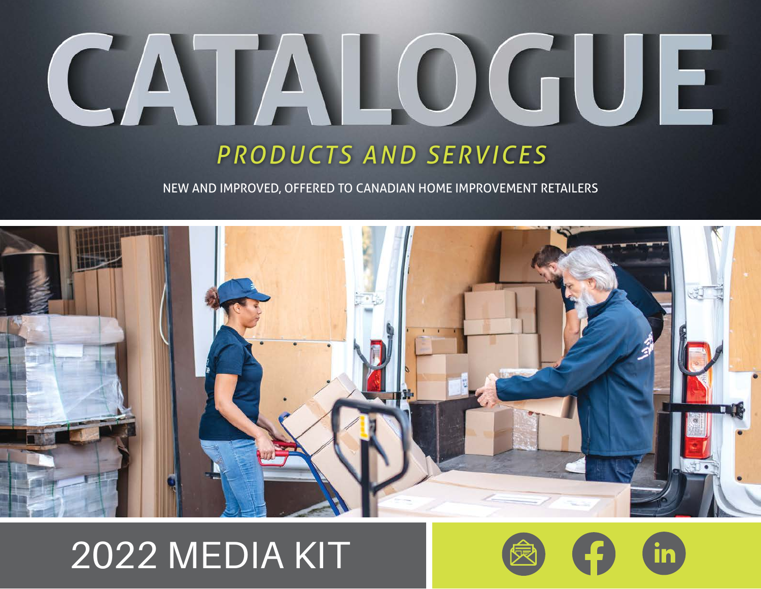# CATALOGUE

## *PRODUCTS AND SERVICES*

NEW AND IMPROVED, OFFERED TO CANADIAN HOME IMPROVEMENT RETAILERS

## 2022 MEDIA KIT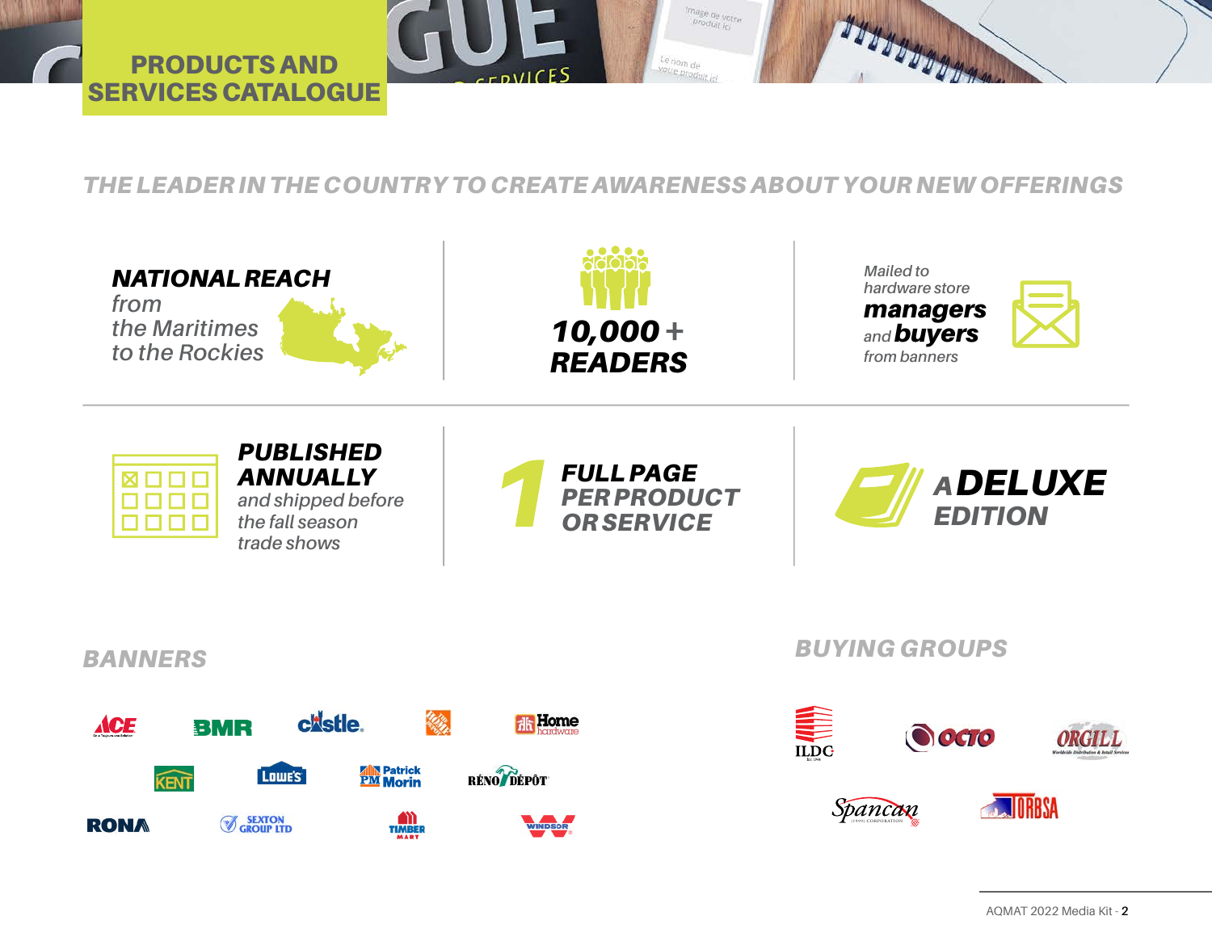# PRODUCTS AND SERVICES CATALOGUE

## *THE LEADER IN THE COUNTRY TO CREATE AWARENESS ABOUT YOUR NEW OFFERINGS*

***NATIONAL REACH***
*from the Maritimes to the Rockies*

***10,000 + READERS***

*Mailed to hardware store **managers** and **buyers** from banners*

***PUBLISHED ANNUALLY***
*and shipped before the fall season trade shows*

***1 FULL PAGE PER PRODUCT OR SERVICE***

***A DELUXE EDITION***

## *BANNERS*

ACE, BMR, castle, The Home Depot, Home hardware, KENT, Lowe's, Patrick Morin, RÉNO DÉPÔT, RONA, SEXTON GROUP LTD, TIMBER MART, WINDSOR

## *BUYING GROUPS*

ILDC, OCTO, ORGILL, Spancan, TORBSA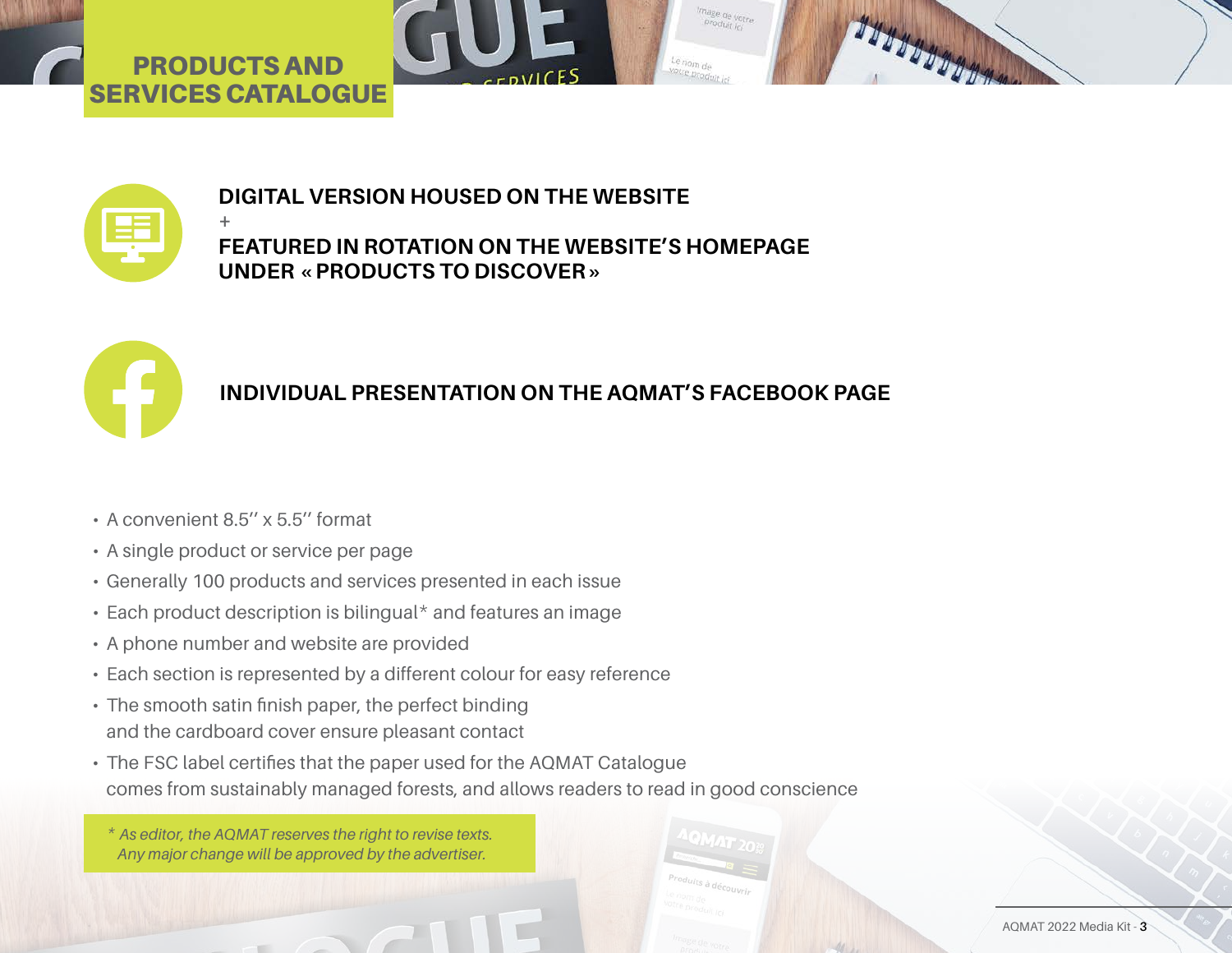# PRODUCTS AND SERVICES CATALOGUE

**DIGITAL VERSION HOUSED ON THE WEBSITE**
+
**FEATURED IN ROTATION ON THE WEBSITE'S HOMEPAGE UNDER « PRODUCTS TO DISCOVER »**

**INDIVIDUAL PRESENTATION ON THE AQMAT'S FACEBOOK PAGE**

- A convenient 8.5'' x 5.5'' format
- A single product or service per page
- Generally 100 products and services presented in each issue
- Each product description is bilingual* and features an image
- A phone number and website are provided
- Each section is represented by a different colour for easy reference
- The smooth satin finish paper, the perfect binding and the cardboard cover ensure pleasant contact
- The FSC label certifies that the paper used for the AQMAT Catalogue comes from sustainably managed forests, and allows readers to read in good conscience

*\* As editor, the AQMAT reserves the right to revise texts. Any major change will be approved by the advertiser.*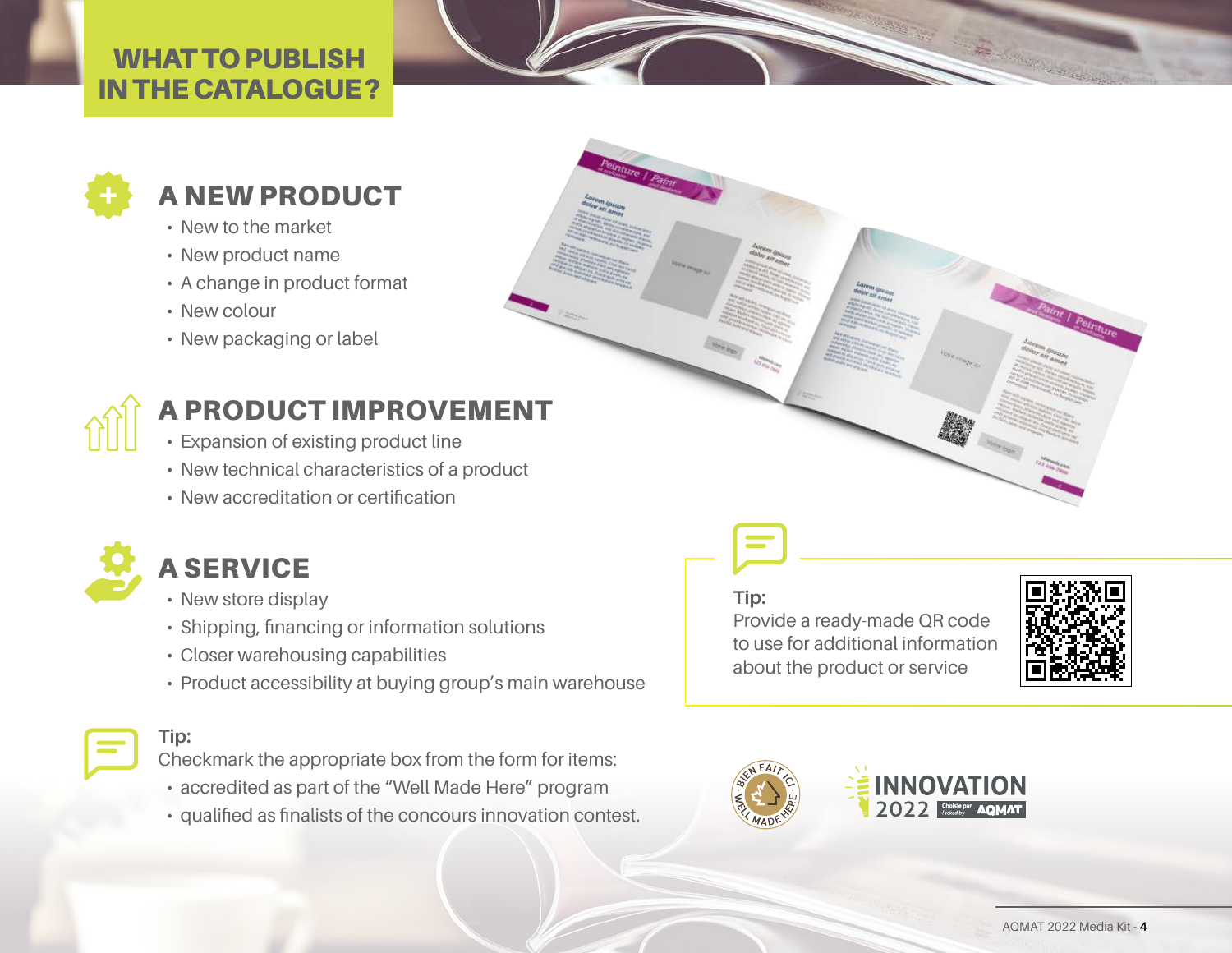# WHAT TO PUBLISH IN THE CATALOGUE?

## A NEW PRODUCT

- New to the market
- New product name
- A change in product format
- New colour
- New packaging or label

## A PRODUCT IMPROVEMENT

- Expansion of existing product line
- New technical characteristics of a product
- New accreditation or certification

## A SERVICE

- New store display
- Shipping, financing or information solutions
- Closer warehousing capabilities
- Product accessibility at buying group's main warehouse

**Tip:**
Checkmark the appropriate box from the form for items:

- accredited as part of the "Well Made Here" program
- qualified as finalists of the concours innovation contest.

**Tip:**
Provide a ready-made QR code to use for additional information about the product or service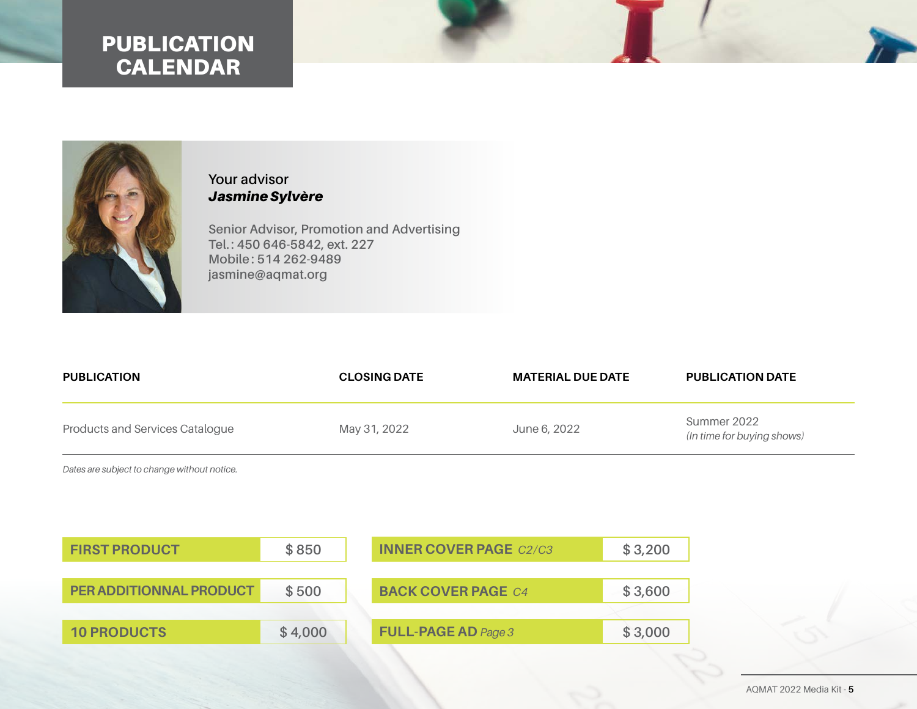# PUBLICATION CALENDAR

Your advisor
***Jasmine Sylvère***

Senior Advisor, Promotion and Advertising
Tel. : 450 646-5842, ext. 227
Mobile : 514 262-9489
jasmine@aqmat.org

| PUBLICATION | CLOSING DATE | MATERIAL DUE DATE | PUBLICATION DATE |
|---|---|---|---|
| Products and Services Catalogue | May 31, 2022 | June 6, 2022 | Summer 2022 *(In time for buying shows)* |

*Dates are subject to change without notice.*

| | |
|---|---|
| **FIRST PRODUCT** | $ 850 |
| **PER ADDITIONNAL PRODUCT** | $ 500 |
| **10 PRODUCTS** | $ 4,000 |

| | |
|---|---|
| **INNER COVER PAGE** *C2/C3* | $ 3,200 |
| **BACK COVER PAGE** *C4* | $ 3,600 |
| **FULL-PAGE AD** *Page 3* | $ 3,000 |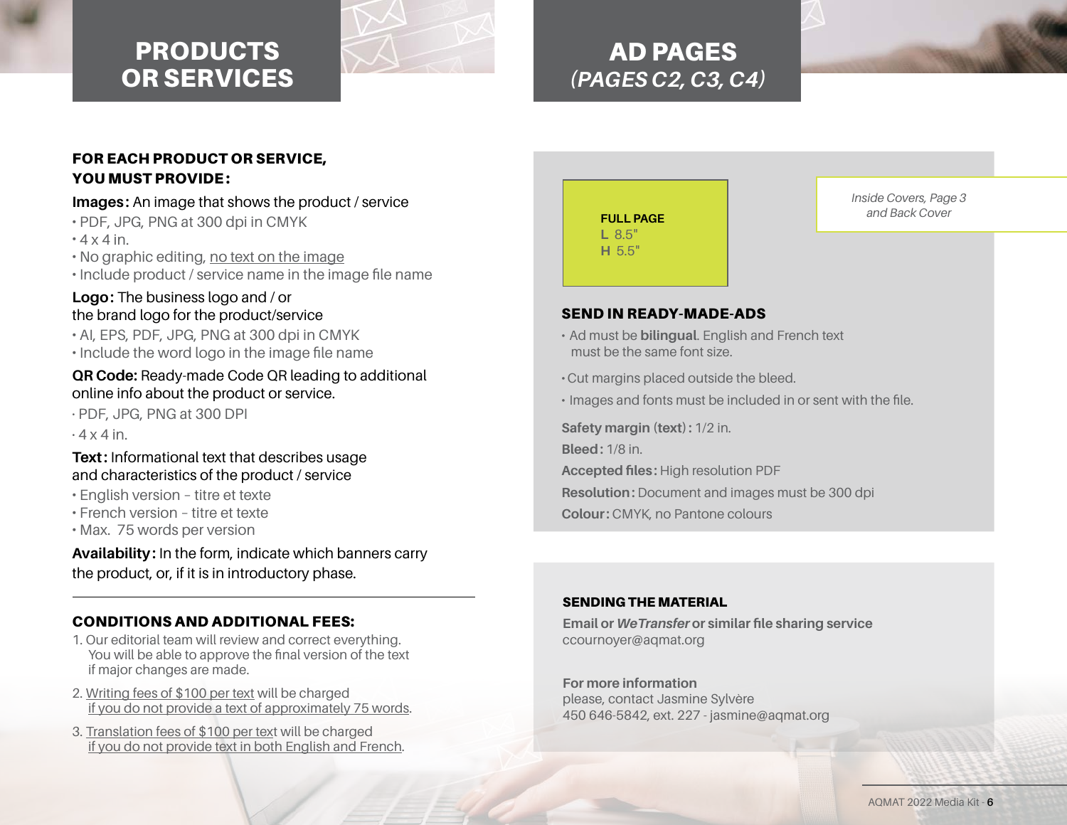# PRODUCTS OR SERVICES

**FOR EACH PRODUCT OR SERVICE, YOU MUST PROVIDE:**

**Images:** An image that shows the product / service

- PDF, JPG, PNG at 300 dpi in CMYK
- 4 x 4 in.
- No graphic editing, no text on the image
- Include product / service name in the image file name

**Logo:** The business logo and / or the brand logo for the product/service

- AI, EPS, PDF, JPG, PNG at 300 dpi in CMYK
- Include the word logo in the image file name

**QR Code:** Ready-made Code QR leading to additional online info about the product or service.

- PDF, JPG, PNG at 300 DPI
- 4 x 4 in.

**Text:** Informational text that describes usage and characteristics of the product / service

- English version – titre et texte
- French version – titre et texte
- Max. 75 words per version

**Availability:** In the form, indicate which banners carry the product, or, if it is in introductory phase.

## CONDITIONS AND ADDITIONAL FEES:

1. Our editorial team will review and correct everything. You will be able to approve the final version of the text if major changes are made.
2. Writing fees of $100 per text will be charged if you do not provide a text of approximately 75 words.
3. Translation fees of $100 per text will be charged if you do not provide text in both English and French.

# AD PAGES *(PAGES C2, C3, C4)*

**FULL PAGE**
**L** 8.5"
**H** 5.5"

*Inside Covers, Page 3 and Back Cover*

## SEND IN READY-MADE-ADS

- Ad must be **bilingual**. English and French text must be the same font size.
- Cut margins placed outside the bleed.
- Images and fonts must be included in or sent with the file.

**Safety margin (text):** 1/2 in.
**Bleed:** 1/8 in.
**Accepted files:** High resolution PDF
**Resolution:** Document and images must be 300 dpi
**Colour:** CMYK, no Pantone colours

## SENDING THE MATERIAL

**Email or *WeTransfer* or similar file sharing service**
ccournoyer@aqmat.org

**For more information**
please, contact Jasmine Sylvère
450 646-5842, ext. 227 - jasmine@aqmat.org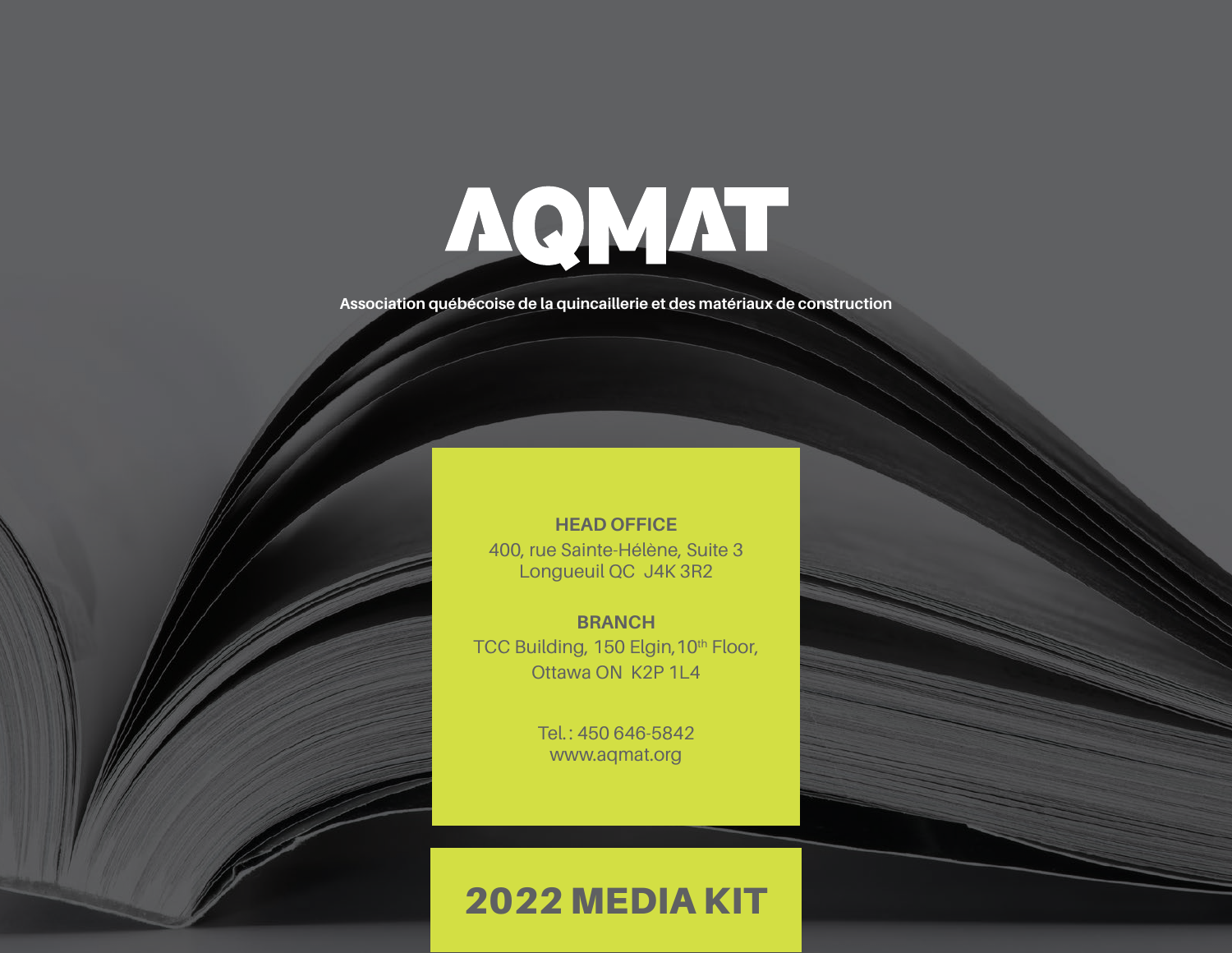# AQMAT

**Association québécoise de la quincaillerie et des matériaux de construction**

**HEAD OFFICE**
400, rue Sainte-Hélène, Suite 3
Longueuil QC  J4K 3R2

**BRANCH**
TCC Building, 150 Elgin, 10th Floor,
Ottawa ON  K2P 1L4

Tel. : 450 646-5842
www.aqmat.org

## 2022 MEDIA KIT